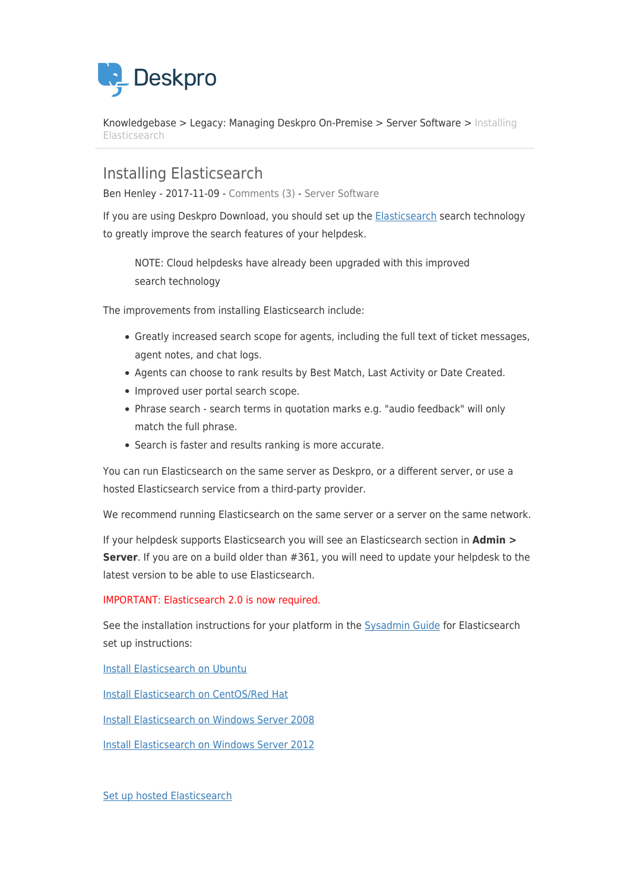Knowledgebase > Legacy: Managing Deskpro On-Premise > Server Software > Installing Elasticsearch

# Installing Elasticsearch

Ben Henley - 2017-11-09 - Comments (3) - Server Software

If you are using Deskpro Download, you should set up the Elasticsearch search technology to greatly improve the search features of your helpdesk.

> NOTE: Cloud helpdesks have already been upgraded with this improved search technology

The improvements from installing Elasticsearch include:

- Greatly increased search scope for agents, including the full text of ticket messages, agent notes, and chat logs.
- Agents can choose to rank results by Best Match, Last Activity or Date Created.
- Improved user portal search scope.
- Phrase search - search terms in quotation marks e.g. "audio feedback" will only match the full phrase.
- Search is faster and results ranking is more accurate.

You can run Elasticsearch on the same server as Deskpro, or a different server, or use a hosted Elasticsearch service from a third-party provider.

We recommend running Elasticsearch on the same server or a server on the same network.

If your helpdesk supports Elasticsearch you will see an Elasticsearch section in **Admin > Server**. If you are on a build older than #361, you will need to update your helpdesk to the latest version to be able to use Elasticsearch.

IMPORTANT: Elasticsearch 2.0 is now required.

See the installation instructions for your platform in the Sysadmin Guide for Elasticsearch set up instructions:

Install Elasticsearch on Ubuntu

Install Elasticsearch on CentOS/Red Hat

Install Elasticsearch on Windows Server 2008

Install Elasticsearch on Windows Server 2012

Set up hosted Elasticsearch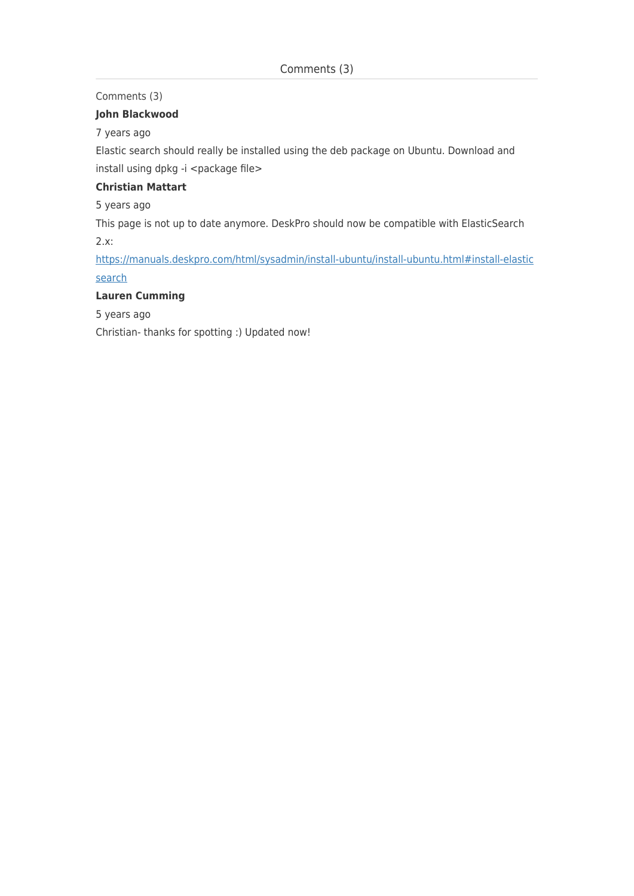## Comments (3)

Comments (3)

**John Blackwood**

7 years ago

Elastic search should really be installed using the deb package on Ubuntu. Download and install using dpkg -i <package file>

**Christian Mattart**

5 years ago

This page is not up to date anymore. DeskPro should now be compatible with ElasticSearch 2.x:

https://manuals.deskpro.com/html/sysadmin/install-ubuntu/install-ubuntu.html#install-elasticsearch

**Lauren Cumming**

5 years ago

Christian- thanks for spotting :) Updated now!